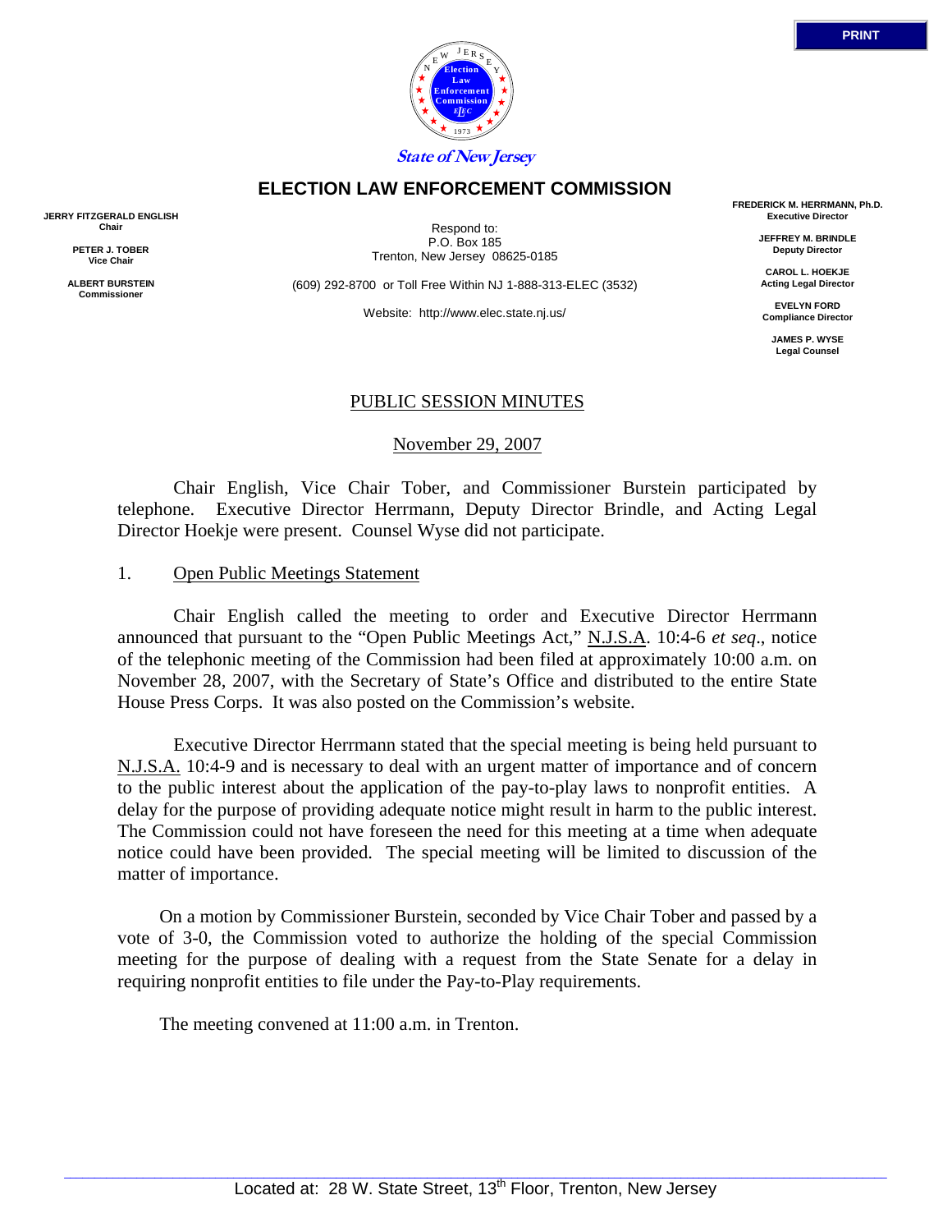State of New Jersey

# ELECTION LAW ENFORCEMENT COMMISSION

**JERRY FITZGERALD ENGLISH**
**Chair**

**PETER J. TOBER**
**Vice Chair**

**ALBERT BURSTEIN**
**Commissioner**

Respond to:
P.O. Box 185
Trenton, New Jersey 08625-0185

(609) 292-8700 or Toll Free Within NJ 1-888-313-ELEC (3532)

Website: http://www.elec.state.nj.us/

**FREDERICK M. HERRMANN, Ph.D.**
**Executive Director**

**JEFFREY M. BRINDLE**
**Deputy Director**

**CAROL L. HOEKJE**
**Acting Legal Director**

**EVELYN FORD**
**Compliance Director**

**JAMES P. WYSE**
**Legal Counsel**

## PUBLIC SESSION MINUTES

November 29, 2007

Chair English, Vice Chair Tober, and Commissioner Burstein participated by telephone. Executive Director Herrmann, Deputy Director Brindle, and Acting Legal Director Hoekje were present. Counsel Wyse did not participate.

1. Open Public Meetings Statement

Chair English called the meeting to order and Executive Director Herrmann announced that pursuant to the "Open Public Meetings Act," N.J.S.A. 10:4-6 *et seq*., notice of the telephonic meeting of the Commission had been filed at approximately 10:00 a.m. on November 28, 2007, with the Secretary of State's Office and distributed to the entire State House Press Corps. It was also posted on the Commission's website.

Executive Director Herrmann stated that the special meeting is being held pursuant to N.J.S.A. 10:4-9 and is necessary to deal with an urgent matter of importance and of concern to the public interest about the application of the pay-to-play laws to nonprofit entities. A delay for the purpose of providing adequate notice might result in harm to the public interest. The Commission could not have foreseen the need for this meeting at a time when adequate notice could have been provided. The special meeting will be limited to discussion of the matter of importance.

On a motion by Commissioner Burstein, seconded by Vice Chair Tober and passed by a vote of 3-0, the Commission voted to authorize the holding of the special Commission meeting for the purpose of dealing with a request from the State Senate for a delay in requiring nonprofit entities to file under the Pay-to-Play requirements.

The meeting convened at 11:00 a.m. in Trenton.

Located at: 28 W. State Street, 13th Floor, Trenton, New Jersey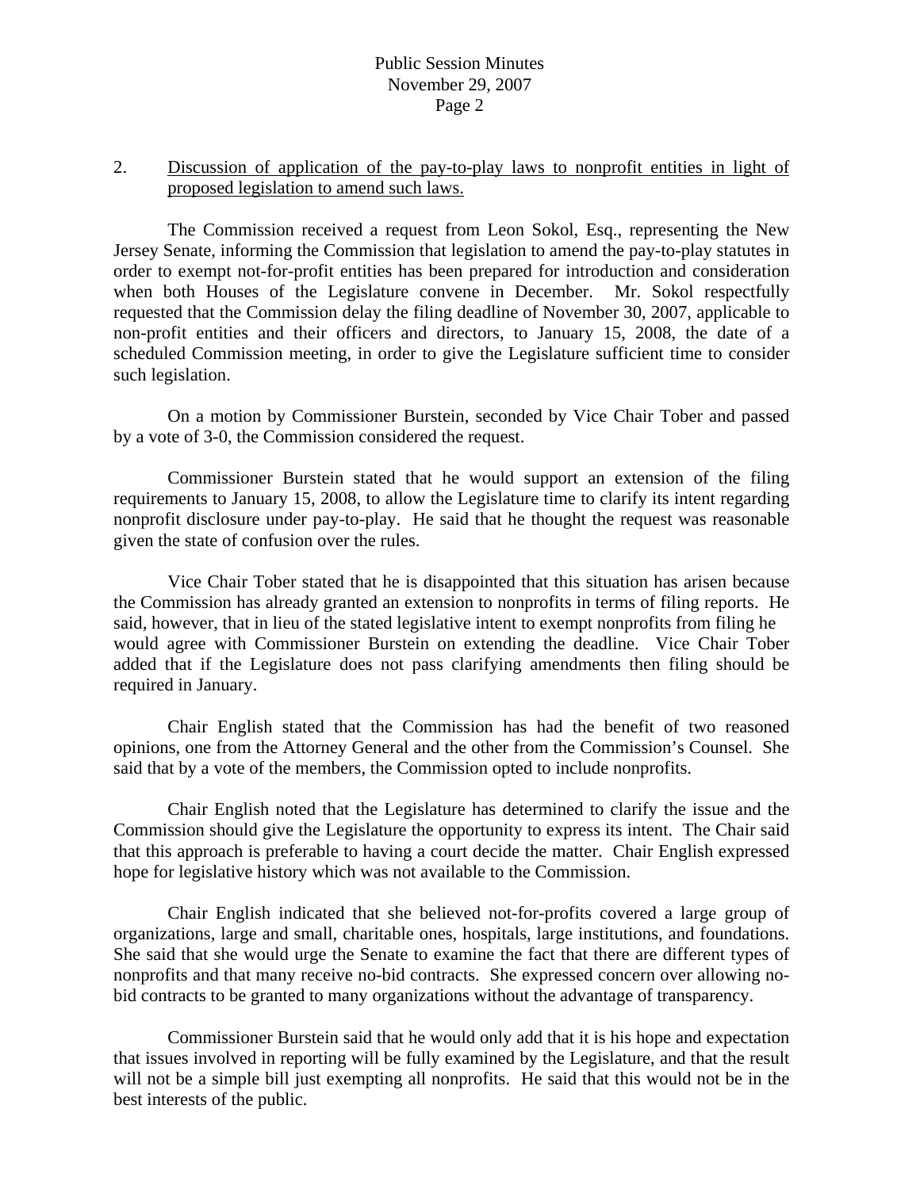2. <u>Discussion of application of the pay-to-play laws to nonprofit entities in light of proposed legislation to amend such laws.</u>

The Commission received a request from Leon Sokol, Esq., representing the New Jersey Senate, informing the Commission that legislation to amend the pay-to-play statutes in order to exempt not-for-profit entities has been prepared for introduction and consideration when both Houses of the Legislature convene in December. Mr. Sokol respectfully requested that the Commission delay the filing deadline of November 30, 2007, applicable to non-profit entities and their officers and directors, to January 15, 2008, the date of a scheduled Commission meeting, in order to give the Legislature sufficient time to consider such legislation.

On a motion by Commissioner Burstein, seconded by Vice Chair Tober and passed by a vote of 3-0, the Commission considered the request.

Commissioner Burstein stated that he would support an extension of the filing requirements to January 15, 2008, to allow the Legislature time to clarify its intent regarding nonprofit disclosure under pay-to-play. He said that he thought the request was reasonable given the state of confusion over the rules.

Vice Chair Tober stated that he is disappointed that this situation has arisen because the Commission has already granted an extension to nonprofits in terms of filing reports. He said, however, that in lieu of the stated legislative intent to exempt nonprofits from filing he would agree with Commissioner Burstein on extending the deadline. Vice Chair Tober added that if the Legislature does not pass clarifying amendments then filing should be required in January.

Chair English stated that the Commission has had the benefit of two reasoned opinions, one from the Attorney General and the other from the Commission's Counsel. She said that by a vote of the members, the Commission opted to include nonprofits.

Chair English noted that the Legislature has determined to clarify the issue and the Commission should give the Legislature the opportunity to express its intent. The Chair said that this approach is preferable to having a court decide the matter. Chair English expressed hope for legislative history which was not available to the Commission.

Chair English indicated that she believed not-for-profits covered a large group of organizations, large and small, charitable ones, hospitals, large institutions, and foundations. She said that she would urge the Senate to examine the fact that there are different types of nonprofits and that many receive no-bid contracts. She expressed concern over allowing no-bid contracts to be granted to many organizations without the advantage of transparency.

Commissioner Burstein said that he would only add that it is his hope and expectation that issues involved in reporting will be fully examined by the Legislature, and that the result will not be a simple bill just exempting all nonprofits. He said that this would not be in the best interests of the public.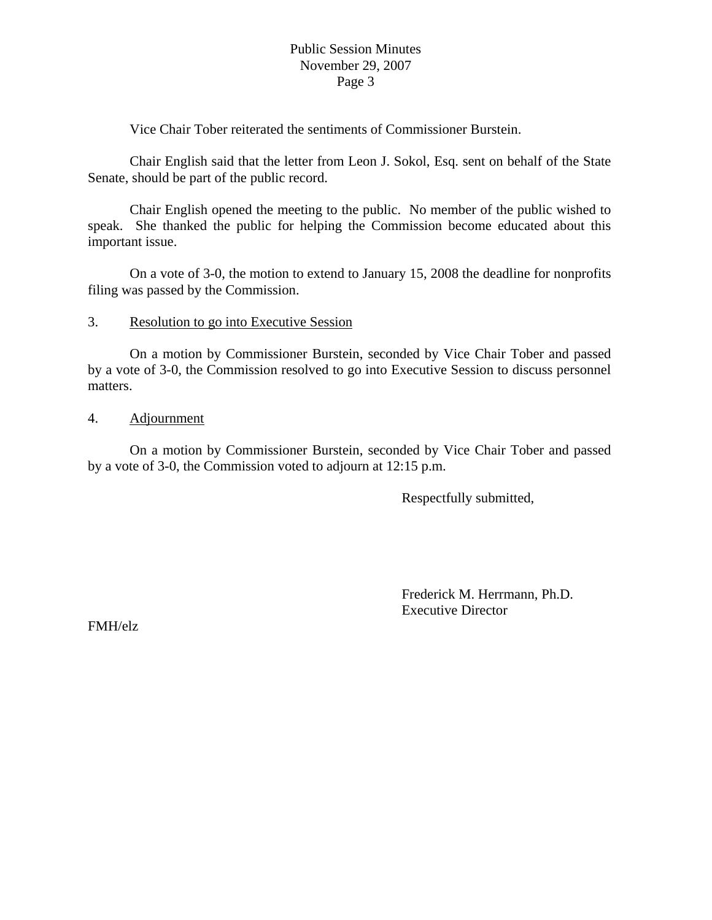Vice Chair Tober reiterated the sentiments of Commissioner Burstein.

Chair English said that the letter from Leon J. Sokol, Esq. sent on behalf of the State Senate, should be part of the public record.

Chair English opened the meeting to the public. No member of the public wished to speak. She thanked the public for helping the Commission become educated about this important issue.

On a vote of 3-0, the motion to extend to January 15, 2008 the deadline for nonprofits filing was passed by the Commission.

3. Resolution to go into Executive Session

On a motion by Commissioner Burstein, seconded by Vice Chair Tober and passed by a vote of 3-0, the Commission resolved to go into Executive Session to discuss personnel matters.

4. Adjournment

On a motion by Commissioner Burstein, seconded by Vice Chair Tober and passed by a vote of 3-0, the Commission voted to adjourn at 12:15 p.m.

Respectfully submitted,

Frederick M. Herrmann, Ph.D.
Executive Director

FMH/elz